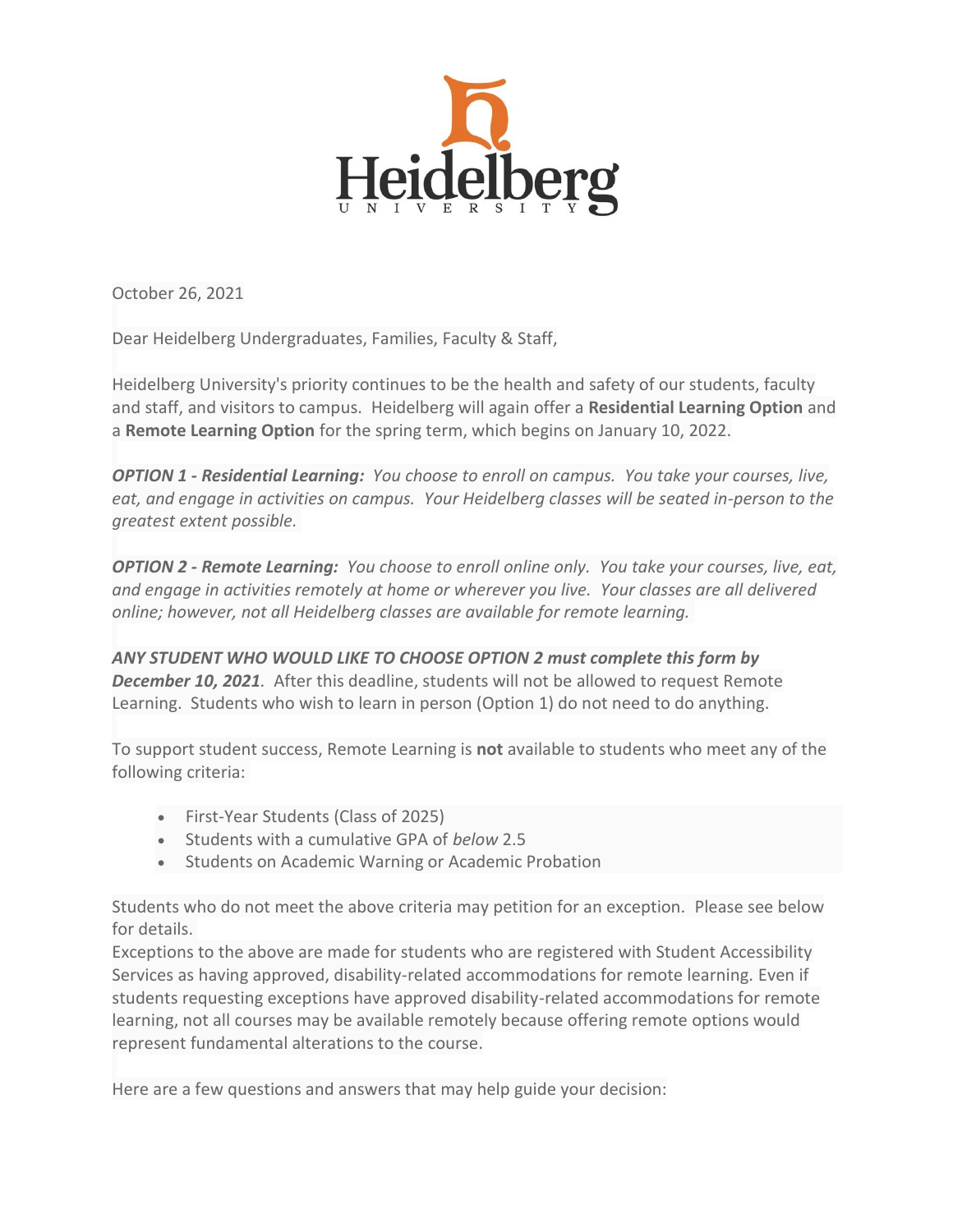Heidelberg University

October 26, 2021

Dear Heidelberg Undergraduates, Families, Faculty & Staff,

Heidelberg University's priority continues to be the health and safety of our students, faculty and staff, and visitors to campus. Heidelberg will again offer a **Residential Learning Option** and a **Remote Learning Option** for the spring term, which begins on January 10, 2022.

***OPTION 1 - Residential Learning:*** *You choose to enroll on campus. You take your courses, live, eat, and engage in activities on campus. Your Heidelberg classes will be seated in-person to the greatest extent possible.*

***OPTION 2 - Remote Learning:*** *You choose to enroll online only. You take your courses, live, eat, and engage in activities remotely at home or wherever you live. Your classes are all delivered online; however, not all Heidelberg classes are available for remote learning.*

***ANY STUDENT WHO WOULD LIKE TO CHOOSE OPTION 2 must complete this form by December 10, 2021****.* After this deadline, students will not be allowed to request Remote Learning. Students who wish to learn in person (Option 1) do not need to do anything.

To support student success, Remote Learning is **not** available to students who meet any of the following criteria:

- First-Year Students (Class of 2025)
- Students with a cumulative GPA of *below* 2.5
- Students on Academic Warning or Academic Probation

Students who do not meet the above criteria may petition for an exception. Please see below for details.
Exceptions to the above are made for students who are registered with Student Accessibility Services as having approved, disability-related accommodations for remote learning. Even if students requesting exceptions have approved disability-related accommodations for remote learning, not all courses may be available remotely because offering remote options would represent fundamental alterations to the course.

Here are a few questions and answers that may help guide your decision: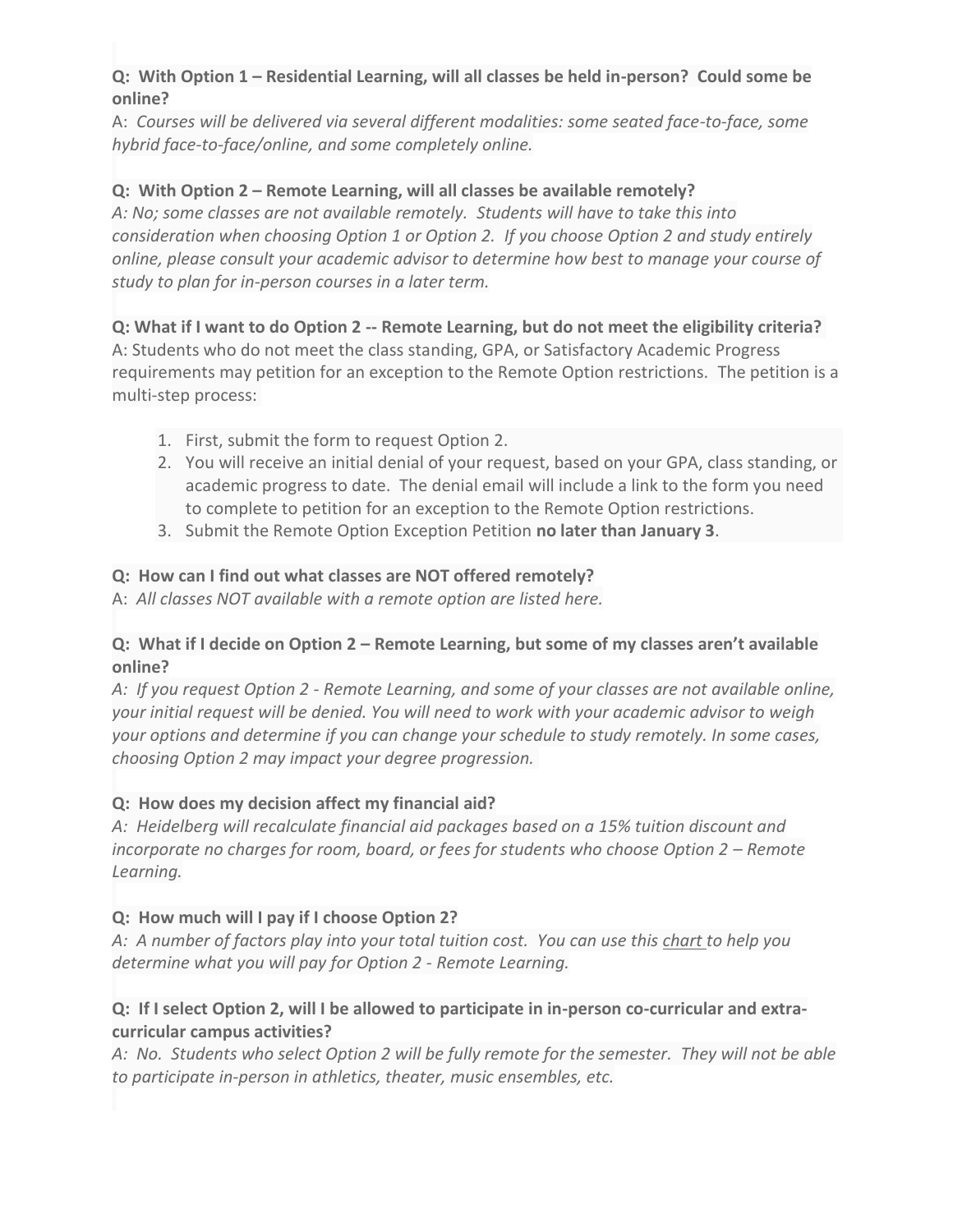**Q: With Option 1 – Residential Learning, will all classes be held in-person? Could some be online?**
A: *Courses will be delivered via several different modalities: some seated face-to-face, some hybrid face-to-face/online, and some completely online.*

**Q: With Option 2 – Remote Learning, will all classes be available remotely?**
*A: No; some classes are not available remotely. Students will have to take this into consideration when choosing Option 1 or Option 2. If you choose Option 2 and study entirely online, please consult your academic advisor to determine how best to manage your course of study to plan for in-person courses in a later term.*

**Q: What if I want to do Option 2 -- Remote Learning, but do not meet the eligibility criteria?**
A: Students who do not meet the class standing, GPA, or Satisfactory Academic Progress requirements may petition for an exception to the Remote Option restrictions. The petition is a multi-step process:

1. First, submit the form to request Option 2.
2. You will receive an initial denial of your request, based on your GPA, class standing, or academic progress to date. The denial email will include a link to the form you need to complete to petition for an exception to the Remote Option restrictions.
3. Submit the Remote Option Exception Petition **no later than January 3**.

**Q: How can I find out what classes are NOT offered remotely?**
A: *All classes NOT available with a remote option are listed here.*

**Q: What if I decide on Option 2 – Remote Learning, but some of my classes aren't available online?**
*A: If you request Option 2 - Remote Learning, and some of your classes are not available online, your initial request will be denied. You will need to work with your academic advisor to weigh your options and determine if you can change your schedule to study remotely. In some cases, choosing Option 2 may impact your degree progression.*

**Q: How does my decision affect my financial aid?**
*A: Heidelberg will recalculate financial aid packages based on a 15% tuition discount and incorporate no charges for room, board, or fees for students who choose Option 2 – Remote Learning.*

**Q: How much will I pay if I choose Option 2?**
*A: A number of factors play into your total tuition cost. You can use this chart to help you determine what you will pay for Option 2 - Remote Learning.*

**Q: If I select Option 2, will I be allowed to participate in in-person co-curricular and extra-curricular campus activities?**
*A: No. Students who select Option 2 will be fully remote for the semester. They will not be able to participate in-person in athletics, theater, music ensembles, etc.*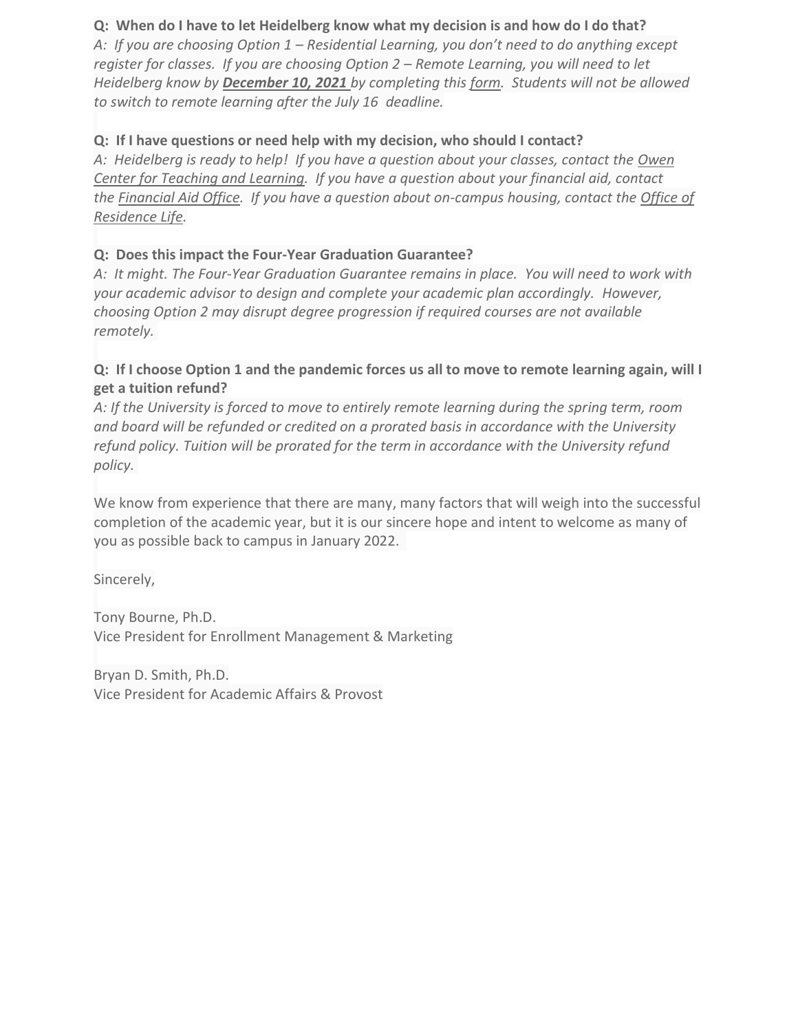**Q: When do I have to let Heidelberg know what my decision is and how do I do that?**

*A: If you are choosing Option 1 – Residential Learning, you don't need to do anything except register for classes. If you are choosing Option 2 – Remote Learning, you will need to let Heidelberg know by **December 10, 2021** by completing this form. Students will not be allowed to switch to remote learning after the July 16 deadline.*

**Q: If I have questions or need help with my decision, who should I contact?**

*A: Heidelberg is ready to help! If you have a question about your classes, contact the Owen Center for Teaching and Learning. If you have a question about your financial aid, contact the Financial Aid Office. If you have a question about on-campus housing, contact the Office of Residence Life.*

**Q: Does this impact the Four-Year Graduation Guarantee?**

*A: It might. The Four-Year Graduation Guarantee remains in place. You will need to work with your academic advisor to design and complete your academic plan accordingly. However, choosing Option 2 may disrupt degree progression if required courses are not available remotely.*

**Q: If I choose Option 1 and the pandemic forces us all to move to remote learning again, will I get a tuition refund?**

*A: If the University is forced to move to entirely remote learning during the spring term, room and board will be refunded or credited on a prorated basis in accordance with the University refund policy. Tuition will be prorated for the term in accordance with the University refund policy.*

We know from experience that there are many, many factors that will weigh into the successful completion of the academic year, but it is our sincere hope and intent to welcome as many of you as possible back to campus in January 2022.

Sincerely,

Tony Bourne, Ph.D.
Vice President for Enrollment Management & Marketing

Bryan D. Smith, Ph.D.
Vice President for Academic Affairs & Provost